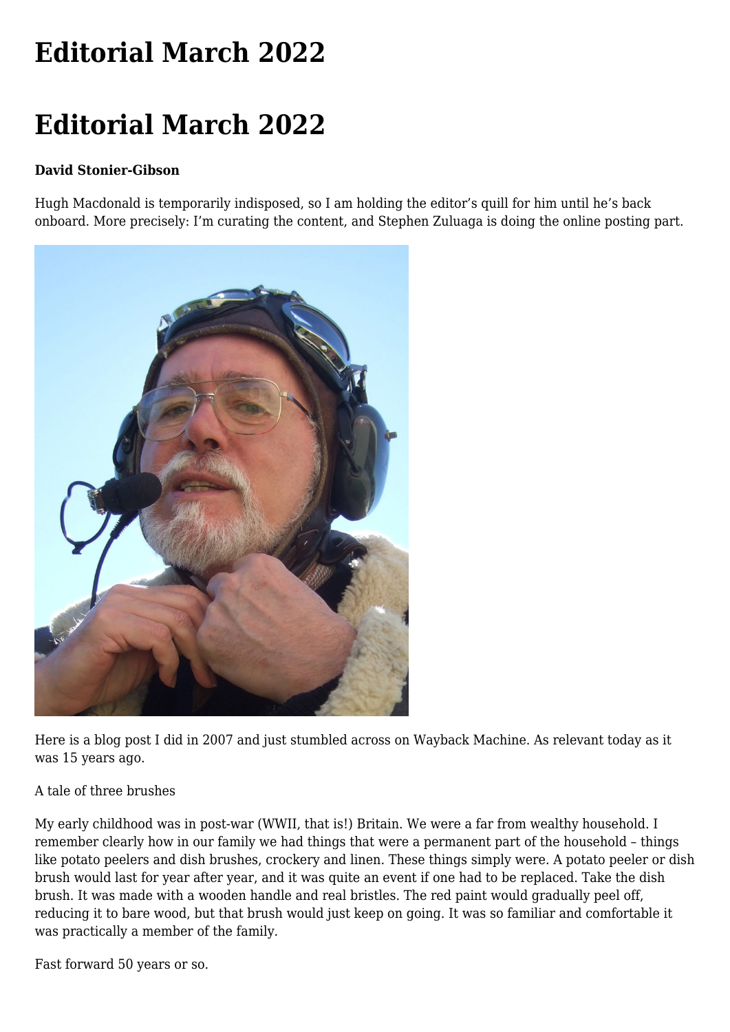# Editorial March 2022

# Editorial March 2022

**David Stonier-Gibson**

Hugh Macdonald is temporarily indisposed, so I am holding the editor's quill for him until he's back onboard. More precisely: I'm curating the content, and Stephen Zuluaga is doing the online posting part.

Here is a blog post I did in 2007 and just stumbled across on Wayback Machine. As relevant today as it was 15 years ago.

A tale of three brushes

My early childhood was in post-war (WWII, that is!) Britain. We were a far from wealthy household. I remember clearly how in our family we had things that were a permanent part of the household – things like potato peelers and dish brushes, crockery and linen. These things simply were. A potato peeler or dish brush would last for year after year, and it was quite an event if one had to be replaced. Take the dish brush. It was made with a wooden handle and real bristles. The red paint would gradually peel off, reducing it to bare wood, but that brush would just keep on going. It was so familiar and comfortable it was practically a member of the family.

Fast forward 50 years or so.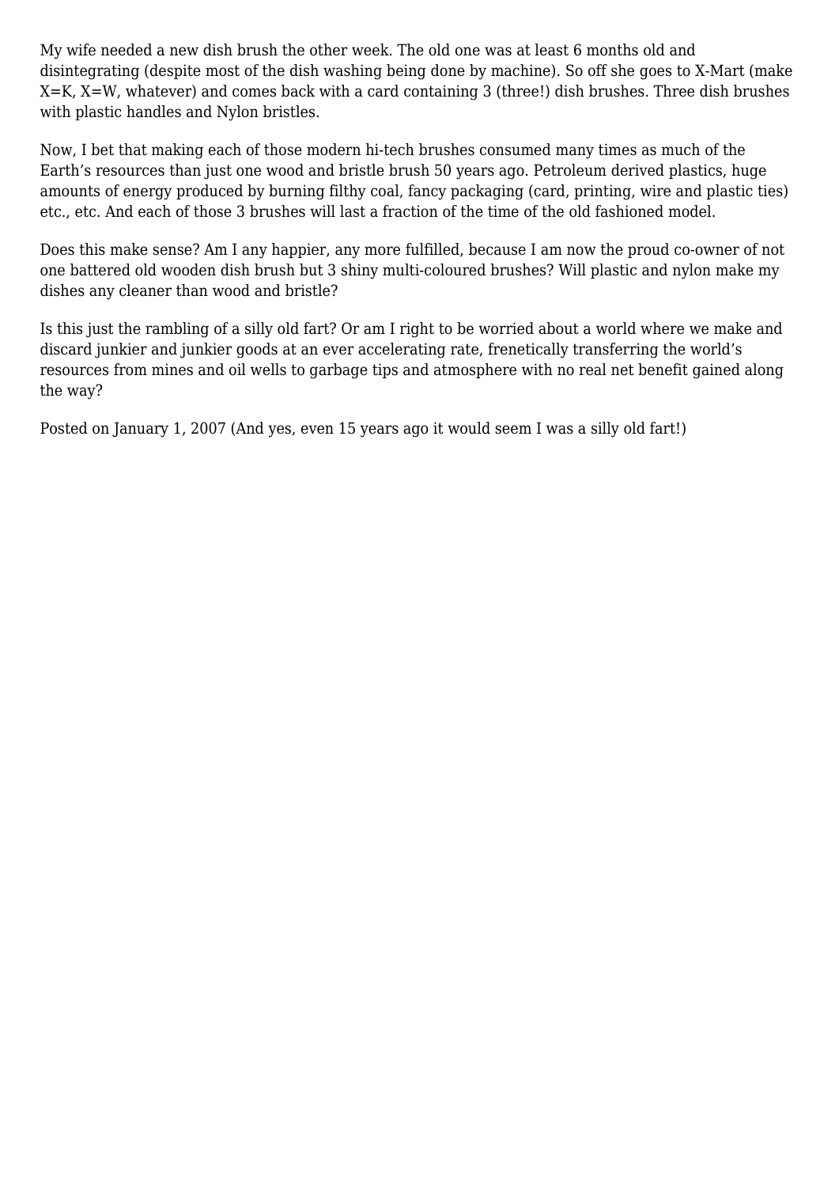My wife needed a new dish brush the other week. The old one was at least 6 months old and disintegrating (despite most of the dish washing being done by machine). So off she goes to X-Mart (make X=K, X=W, whatever) and comes back with a card containing 3 (three!) dish brushes. Three dish brushes with plastic handles and Nylon bristles.

Now, I bet that making each of those modern hi-tech brushes consumed many times as much of the Earth's resources than just one wood and bristle brush 50 years ago. Petroleum derived plastics, huge amounts of energy produced by burning filthy coal, fancy packaging (card, printing, wire and plastic ties) etc., etc. And each of those 3 brushes will last a fraction of the time of the old fashioned model.

Does this make sense? Am I any happier, any more fulfilled, because I am now the proud co-owner of not one battered old wooden dish brush but 3 shiny multi-coloured brushes? Will plastic and nylon make my dishes any cleaner than wood and bristle?

Is this just the rambling of a silly old fart? Or am I right to be worried about a world where we make and discard junkier and junkier goods at an ever accelerating rate, frenetically transferring the world's resources from mines and oil wells to garbage tips and atmosphere with no real net benefit gained along the way?

Posted on January 1, 2007 (And yes, even 15 years ago it would seem I was a silly old fart!)